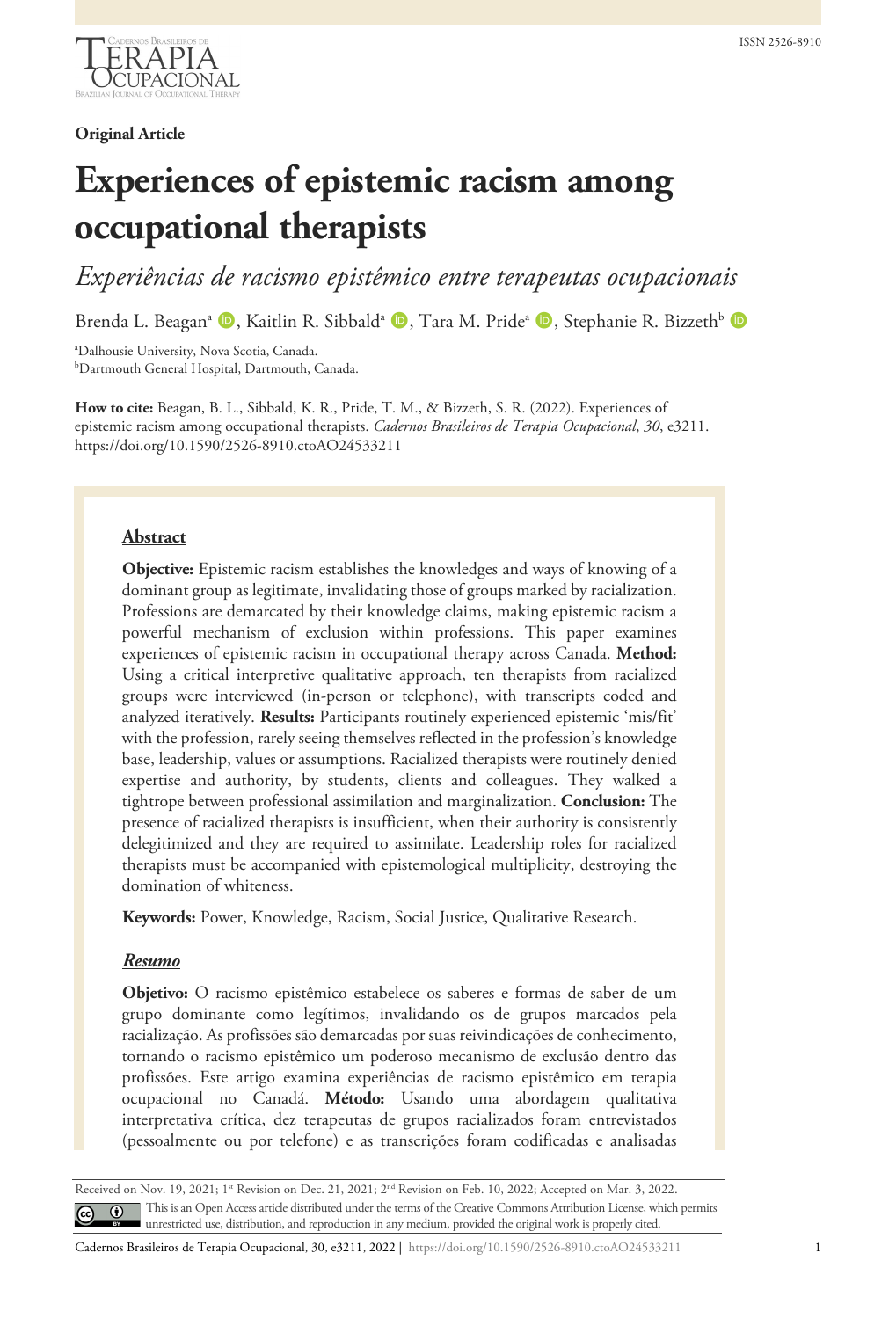**Original Article**

# Experiences of epistemic racism among occupational therapists

*Experiências de racismo epistêmico entre terapeutas ocupacionais*

Brenda L. Beagan[a], Kaitlin R. Sibbald[a], Tara M. Pride[a], Stephanie R. Bizzeth[b]

[a]Dalhousie University, Nova Scotia, Canada.
[b]Dartmouth General Hospital, Dartmouth, Canada.

**How to cite:** Beagan, B. L., Sibbald, K. R., Pride, T. M., & Bizzeth, S. R. (2022). Experiences of epistemic racism among occupational therapists. *Cadernos Brasileiros de Terapia Ocupacional*, *30*, e3211. https://doi.org/10.1590/2526-8910.ctoAO24533211

## Abstract

**Objective:** Epistemic racism establishes the knowledges and ways of knowing of a dominant group as legitimate, invalidating those of groups marked by racialization. Professions are demarcated by their knowledge claims, making epistemic racism a powerful mechanism of exclusion within professions. This paper examines experiences of epistemic racism in occupational therapy across Canada. **Method:** Using a critical interpretive qualitative approach, ten therapists from racialized groups were interviewed (in-person or telephone), with transcripts coded and analyzed iteratively. **Results:** Participants routinely experienced epistemic 'mis/fit' with the profession, rarely seeing themselves reflected in the profession's knowledge base, leadership, values or assumptions. Racialized therapists were routinely denied expertise and authority, by students, clients and colleagues. They walked a tightrope between professional assimilation and marginalization. **Conclusion:** The presence of racialized therapists is insufficient, when their authority is consistently delegitimized and they are required to assimilate. Leadership roles for racialized therapists must be accompanied with epistemological multiplicity, destroying the domination of whiteness.

**Keywords:** Power, Knowledge, Racism, Social Justice, Qualitative Research.

## Resumo

**Objetivo:** O racismo epistêmico estabelece os saberes e formas de saber de um grupo dominante como legítimos, invalidando os de grupos marcados pela racialização. As profissões são demarcadas por suas reivindicações de conhecimento, tornando o racismo epistêmico um poderoso mecanismo de exclusão dentro das profissões. Este artigo examina experiências de racismo epistêmico em terapia ocupacional no Canadá. **Método:** Usando uma abordagem qualitativa interpretativa crítica, dez terapeutas de grupos racializados foram entrevistados (pessoalmente ou por telefone) e as transcrições foram codificadas e analisadas

Received on Nov. 19, 2021; 1st Revision on Dec. 21, 2021; 2nd Revision on Feb. 10, 2022; Accepted on Mar. 3, 2022.

This is an Open Access article distributed under the terms of the Creative Commons Attribution License, which permits unrestricted use, distribution, and reproduction in any medium, provided the original work is properly cited.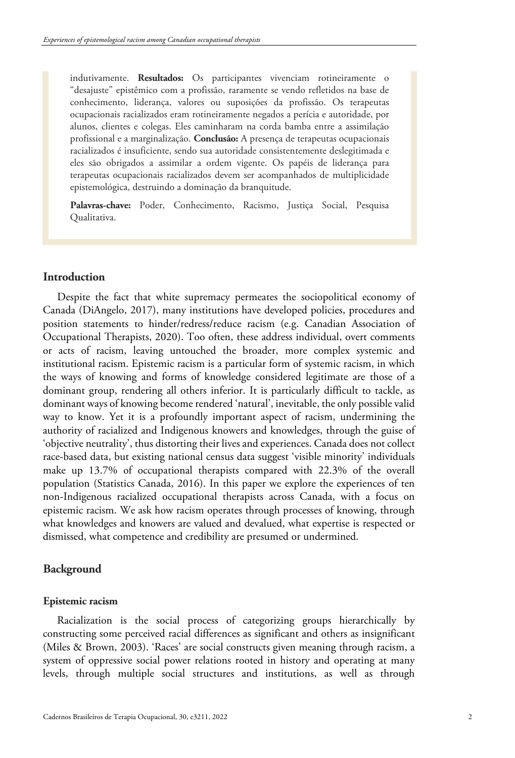indutivamente. **Resultados:** Os participantes vivenciam rotineiramente o "desajuste" epistêmico com a profissão, raramente se vendo refletidos na base de conhecimento, liderança, valores ou suposições da profissão. Os terapeutas ocupacionais racializados eram rotineiramente negados a perícia e autoridade, por alunos, clientes e colegas. Eles caminharam na corda bamba entre a assimilação profissional e a marginalização. **Conclusão:** A presença de terapeutas ocupacionais racializados é insuficiente, sendo sua autoridade consistentemente deslegitimada e eles são obrigados a assimilar a ordem vigente. Os papéis de liderança para terapeutas ocupacionais racializados devem ser acompanhados de multiplicidade epistemológica, destruindo a dominação da branquitude.

**Palavras-chave:** Poder, Conhecimento, Racismo, Justiça Social, Pesquisa Qualitativa.

## Introduction

Despite the fact that white supremacy permeates the sociopolitical economy of Canada (DiAngelo, 2017), many institutions have developed policies, procedures and position statements to hinder/redress/reduce racism (e.g. Canadian Association of Occupational Therapists, 2020). Too often, these address individual, overt comments or acts of racism, leaving untouched the broader, more complex systemic and institutional racism. Epistemic racism is a particular form of systemic racism, in which the ways of knowing and forms of knowledge considered legitimate are those of a dominant group, rendering all others inferior. It is particularly difficult to tackle, as dominant ways of knowing become rendered 'natural', inevitable, the only possible valid way to know. Yet it is a profoundly important aspect of racism, undermining the authority of racialized and Indigenous knowers and knowledges, through the guise of 'objective neutrality', thus distorting their lives and experiences. Canada does not collect race-based data, but existing national census data suggest 'visible minority' individuals make up 13.7% of occupational therapists compared with 22.3% of the overall population (Statistics Canada, 2016). In this paper we explore the experiences of ten non-Indigenous racialized occupational therapists across Canada, with a focus on epistemic racism. We ask how racism operates through processes of knowing, through what knowledges and knowers are valued and devalued, what expertise is respected or dismissed, what competence and credibility are presumed or undermined.

## Background

### Epistemic racism

Racialization is the social process of categorizing groups hierarchically by constructing some perceived racial differences as significant and others as insignificant (Miles & Brown, 2003). 'Races' are social constructs given meaning through racism, a system of oppressive social power relations rooted in history and operating at many levels, through multiple social structures and institutions, as well as through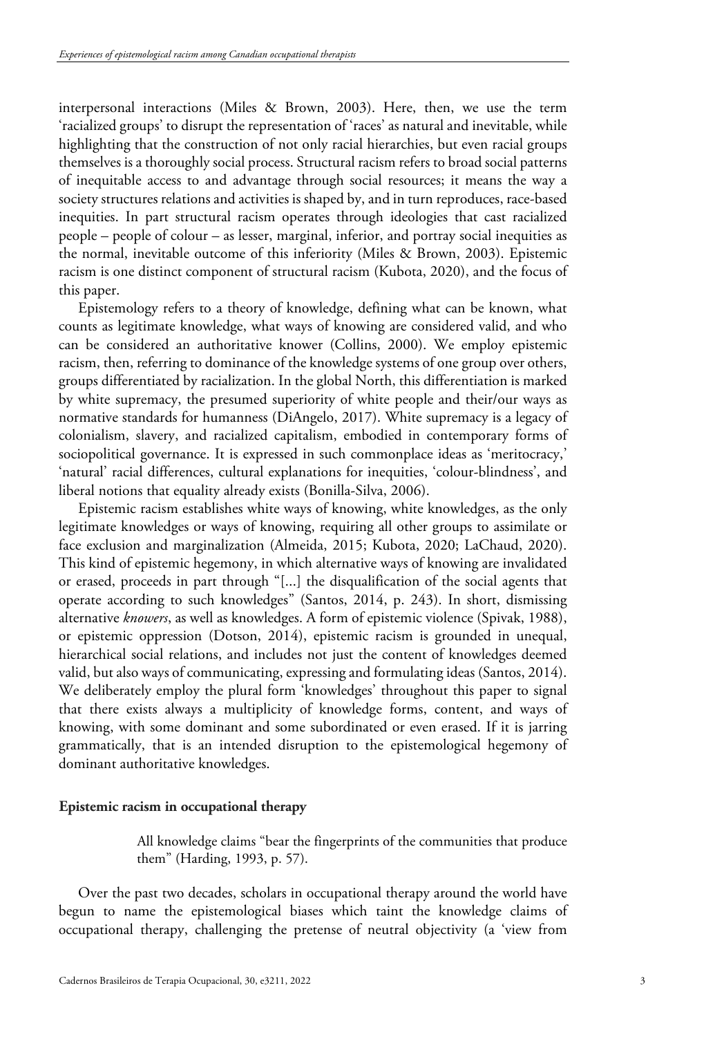interpersonal interactions (Miles & Brown, 2003). Here, then, we use the term 'racialized groups' to disrupt the representation of 'races' as natural and inevitable, while highlighting that the construction of not only racial hierarchies, but even racial groups themselves is a thoroughly social process. Structural racism refers to broad social patterns of inequitable access to and advantage through social resources; it means the way a society structures relations and activities is shaped by, and in turn reproduces, race-based inequities. In part structural racism operates through ideologies that cast racialized people – people of colour – as lesser, marginal, inferior, and portray social inequities as the normal, inevitable outcome of this inferiority (Miles & Brown, 2003). Epistemic racism is one distinct component of structural racism (Kubota, 2020), and the focus of this paper.

Epistemology refers to a theory of knowledge, defining what can be known, what counts as legitimate knowledge, what ways of knowing are considered valid, and who can be considered an authoritative knower (Collins, 2000). We employ epistemic racism, then, referring to dominance of the knowledge systems of one group over others, groups differentiated by racialization. In the global North, this differentiation is marked by white supremacy, the presumed superiority of white people and their/our ways as normative standards for humanness (DiAngelo, 2017). White supremacy is a legacy of colonialism, slavery, and racialized capitalism, embodied in contemporary forms of sociopolitical governance. It is expressed in such commonplace ideas as 'meritocracy,' 'natural' racial differences, cultural explanations for inequities, 'colour-blindness', and liberal notions that equality already exists (Bonilla-Silva, 2006).

Epistemic racism establishes white ways of knowing, white knowledges, as the only legitimate knowledges or ways of knowing, requiring all other groups to assimilate or face exclusion and marginalization (Almeida, 2015; Kubota, 2020; LaChaud, 2020). This kind of epistemic hegemony, in which alternative ways of knowing are invalidated or erased, proceeds in part through "[...] the disqualification of the social agents that operate according to such knowledges" (Santos, 2014, p. 243). In short, dismissing alternative *knowers*, as well as knowledges. A form of epistemic violence (Spivak, 1988), or epistemic oppression (Dotson, 2014), epistemic racism is grounded in unequal, hierarchical social relations, and includes not just the content of knowledges deemed valid, but also ways of communicating, expressing and formulating ideas (Santos, 2014). We deliberately employ the plural form 'knowledges' throughout this paper to signal that there exists always a multiplicity of knowledge forms, content, and ways of knowing, with some dominant and some subordinated or even erased. If it is jarring grammatically, that is an intended disruption to the epistemological hegemony of dominant authoritative knowledges.

### Epistemic racism in occupational therapy

> All knowledge claims "bear the fingerprints of the communities that produce them" (Harding, 1993, p. 57).

Over the past two decades, scholars in occupational therapy around the world have begun to name the epistemological biases which taint the knowledge claims of occupational therapy, challenging the pretense of neutral objectivity (a 'view from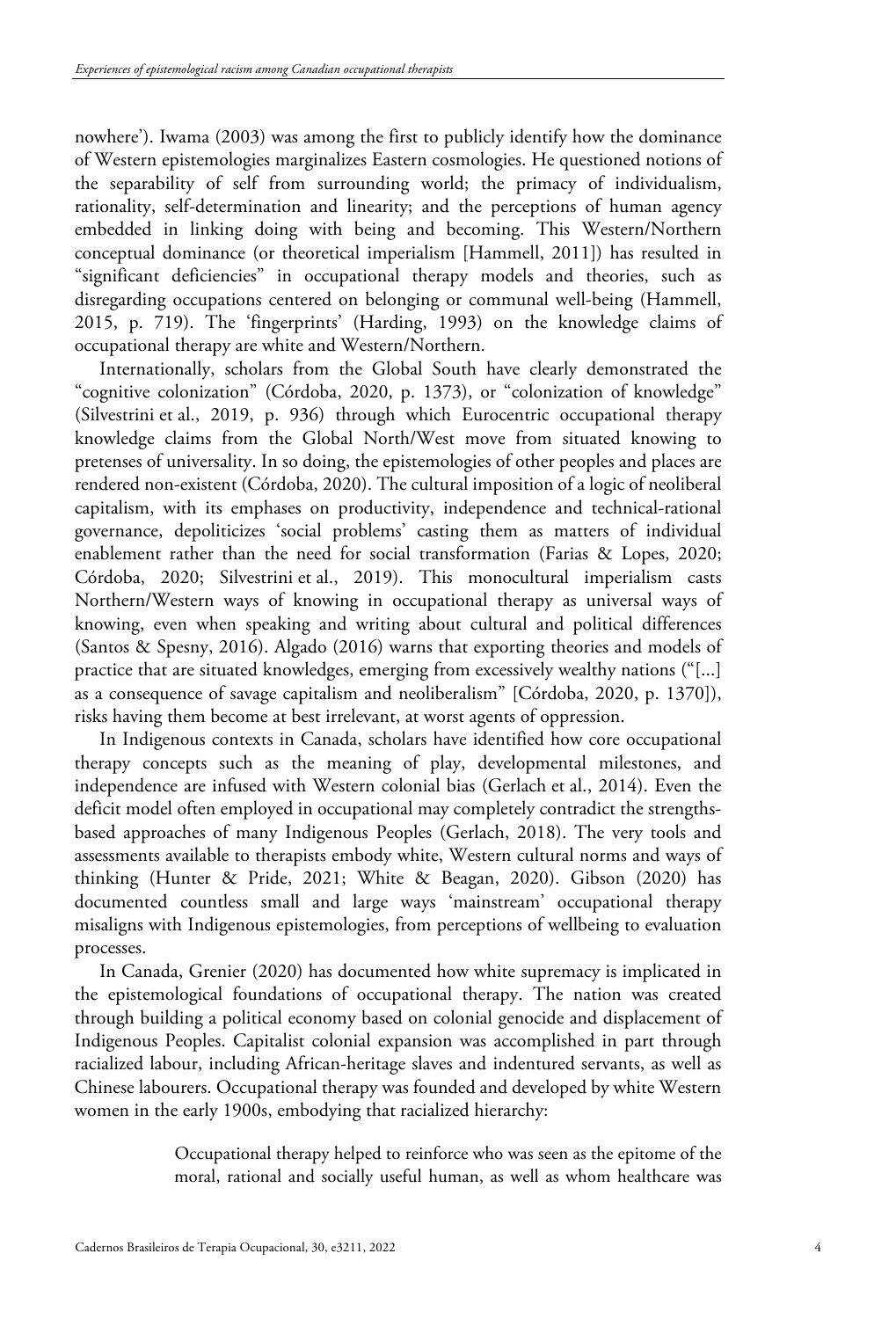nowhere'). Iwama (2003) was among the first to publicly identify how the dominance of Western epistemologies marginalizes Eastern cosmologies. He questioned notions of the separability of self from surrounding world; the primacy of individualism, rationality, self-determination and linearity; and the perceptions of human agency embedded in linking doing with being and becoming. This Western/Northern conceptual dominance (or theoretical imperialism [Hammell, 2011]) has resulted in "significant deficiencies" in occupational therapy models and theories, such as disregarding occupations centered on belonging or communal well-being (Hammell, 2015, p. 719). The 'fingerprints' (Harding, 1993) on the knowledge claims of occupational therapy are white and Western/Northern.

Internationally, scholars from the Global South have clearly demonstrated the "cognitive colonization" (Córdoba, 2020, p. 1373), or "colonization of knowledge" (Silvestrini et al., 2019, p. 936) through which Eurocentric occupational therapy knowledge claims from the Global North/West move from situated knowing to pretenses of universality. In so doing, the epistemologies of other peoples and places are rendered non-existent (Córdoba, 2020). The cultural imposition of a logic of neoliberal capitalism, with its emphases on productivity, independence and technical-rational governance, depoliticizes 'social problems' casting them as matters of individual enablement rather than the need for social transformation (Farias & Lopes, 2020; Córdoba, 2020; Silvestrini et al., 2019). This monocultural imperialism casts Northern/Western ways of knowing in occupational therapy as universal ways of knowing, even when speaking and writing about cultural and political differences (Santos & Spesny, 2016). Algado (2016) warns that exporting theories and models of practice that are situated knowledges, emerging from excessively wealthy nations ("[...] as a consequence of savage capitalism and neoliberalism" [Córdoba, 2020, p. 1370]), risks having them become at best irrelevant, at worst agents of oppression.

In Indigenous contexts in Canada, scholars have identified how core occupational therapy concepts such as the meaning of play, developmental milestones, and independence are infused with Western colonial bias (Gerlach et al., 2014). Even the deficit model often employed in occupational may completely contradict the strengths-based approaches of many Indigenous Peoples (Gerlach, 2018). The very tools and assessments available to therapists embody white, Western cultural norms and ways of thinking (Hunter & Pride, 2021; White & Beagan, 2020). Gibson (2020) has documented countless small and large ways 'mainstream' occupational therapy misaligns with Indigenous epistemologies, from perceptions of wellbeing to evaluation processes.

In Canada, Grenier (2020) has documented how white supremacy is implicated in the epistemological foundations of occupational therapy. The nation was created through building a political economy based on colonial genocide and displacement of Indigenous Peoples. Capitalist colonial expansion was accomplished in part through racialized labour, including African-heritage slaves and indentured servants, as well as Chinese labourers. Occupational therapy was founded and developed by white Western women in the early 1900s, embodying that racialized hierarchy:

> Occupational therapy helped to reinforce who was seen as the epitome of the moral, rational and socially useful human, as well as whom healthcare was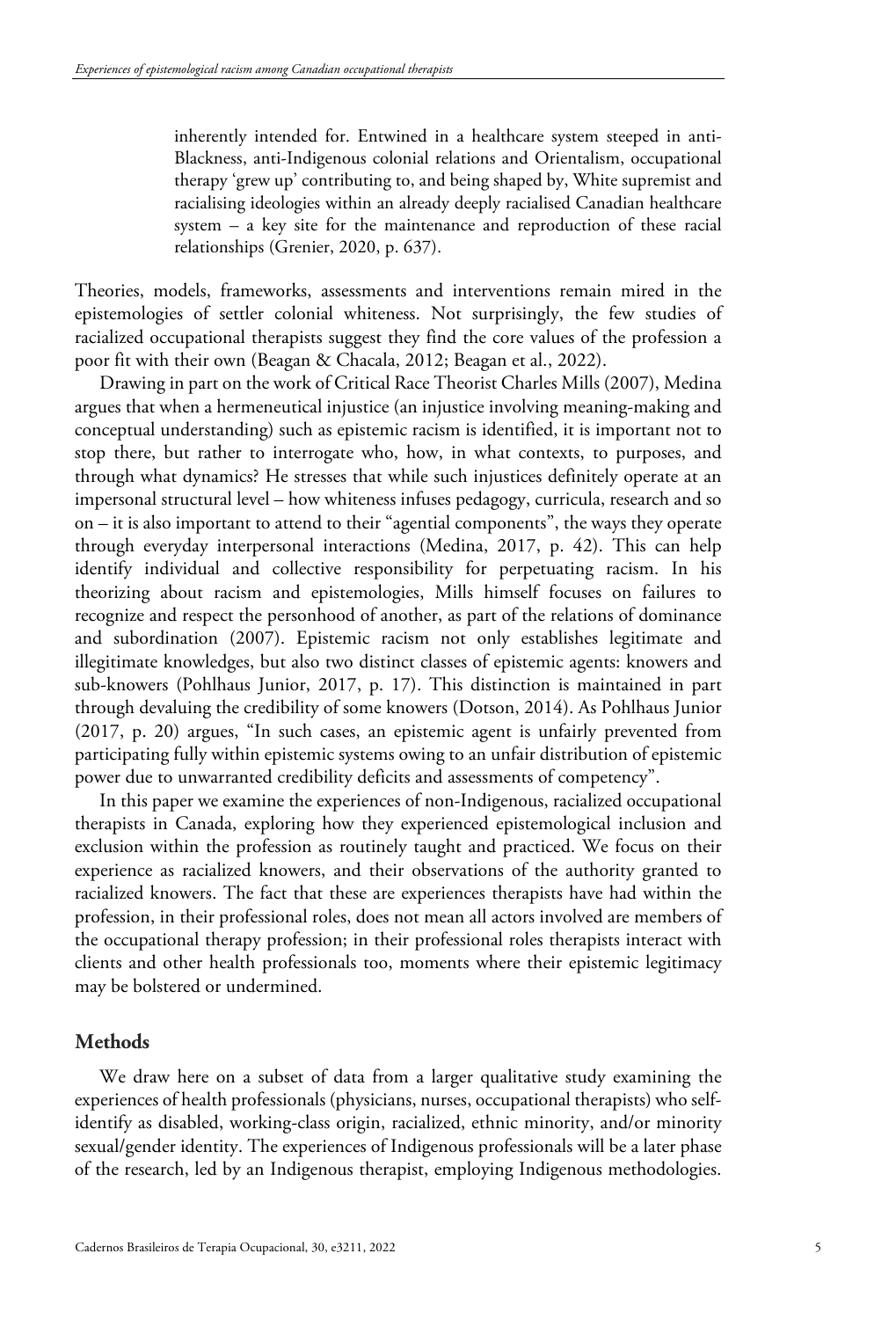> inherently intended for. Entwined in a healthcare system steeped in anti-Blackness, anti-Indigenous colonial relations and Orientalism, occupational therapy 'grew up' contributing to, and being shaped by, White supremist and racialising ideologies within an already deeply racialised Canadian healthcare system – a key site for the maintenance and reproduction of these racial relationships (Grenier, 2020, p. 637).

Theories, models, frameworks, assessments and interventions remain mired in the epistemologies of settler colonial whiteness. Not surprisingly, the few studies of racialized occupational therapists suggest they find the core values of the profession a poor fit with their own (Beagan & Chacala, 2012; Beagan et al., 2022).

Drawing in part on the work of Critical Race Theorist Charles Mills (2007), Medina argues that when a hermeneutical injustice (an injustice involving meaning-making and conceptual understanding) such as epistemic racism is identified, it is important not to stop there, but rather to interrogate who, how, in what contexts, to purposes, and through what dynamics? He stresses that while such injustices definitely operate at an impersonal structural level – how whiteness infuses pedagogy, curricula, research and so on – it is also important to attend to their "agential components", the ways they operate through everyday interpersonal interactions (Medina, 2017, p. 42). This can help identify individual and collective responsibility for perpetuating racism. In his theorizing about racism and epistemologies, Mills himself focuses on failures to recognize and respect the personhood of another, as part of the relations of dominance and subordination (2007). Epistemic racism not only establishes legitimate and illegitimate knowledges, but also two distinct classes of epistemic agents: knowers and sub-knowers (Pohlhaus Junior, 2017, p. 17). This distinction is maintained in part through devaluing the credibility of some knowers (Dotson, 2014). As Pohlhaus Junior (2017, p. 20) argues, "In such cases, an epistemic agent is unfairly prevented from participating fully within epistemic systems owing to an unfair distribution of epistemic power due to unwarranted credibility deficits and assessments of competency".

In this paper we examine the experiences of non-Indigenous, racialized occupational therapists in Canada, exploring how they experienced epistemological inclusion and exclusion within the profession as routinely taught and practiced. We focus on their experience as racialized knowers, and their observations of the authority granted to racialized knowers. The fact that these are experiences therapists have had within the profession, in their professional roles, does not mean all actors involved are members of the occupational therapy profession; in their professional roles therapists interact with clients and other health professionals too, moments where their epistemic legitimacy may be bolstered or undermined.

## Methods

We draw here on a subset of data from a larger qualitative study examining the experiences of health professionals (physicians, nurses, occupational therapists) who self-identify as disabled, working-class origin, racialized, ethnic minority, and/or minority sexual/gender identity. The experiences of Indigenous professionals will be a later phase of the research, led by an Indigenous therapist, employing Indigenous methodologies.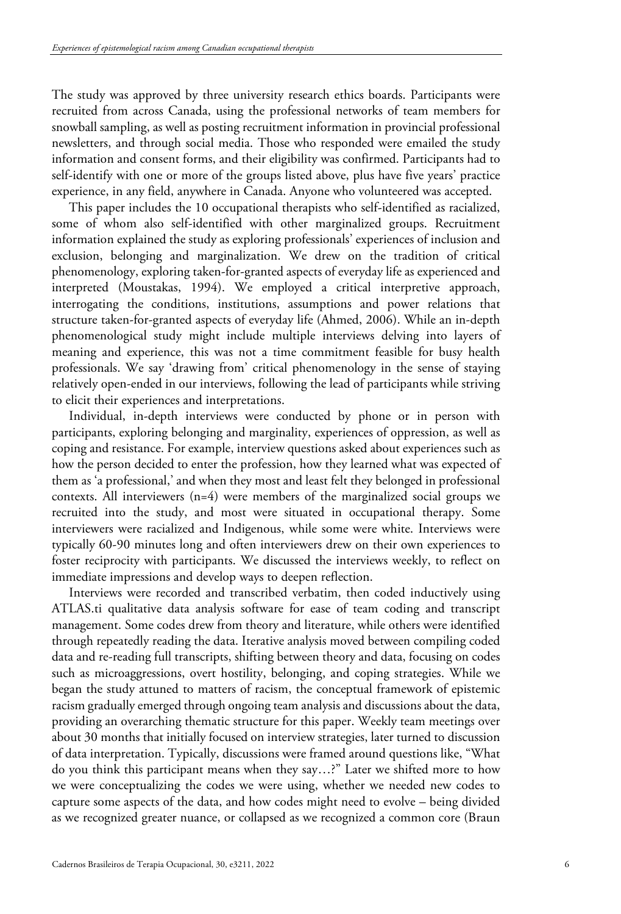The study was approved by three university research ethics boards. Participants were recruited from across Canada, using the professional networks of team members for snowball sampling, as well as posting recruitment information in provincial professional newsletters, and through social media. Those who responded were emailed the study information and consent forms, and their eligibility was confirmed. Participants had to self-identify with one or more of the groups listed above, plus have five years' practice experience, in any field, anywhere in Canada. Anyone who volunteered was accepted.

This paper includes the 10 occupational therapists who self-identified as racialized, some of whom also self-identified with other marginalized groups. Recruitment information explained the study as exploring professionals' experiences of inclusion and exclusion, belonging and marginalization. We drew on the tradition of critical phenomenology, exploring taken-for-granted aspects of everyday life as experienced and interpreted (Moustakas, 1994). We employed a critical interpretive approach, interrogating the conditions, institutions, assumptions and power relations that structure taken-for-granted aspects of everyday life (Ahmed, 2006). While an in-depth phenomenological study might include multiple interviews delving into layers of meaning and experience, this was not a time commitment feasible for busy health professionals. We say 'drawing from' critical phenomenology in the sense of staying relatively open-ended in our interviews, following the lead of participants while striving to elicit their experiences and interpretations.

Individual, in-depth interviews were conducted by phone or in person with participants, exploring belonging and marginality, experiences of oppression, as well as coping and resistance. For example, interview questions asked about experiences such as how the person decided to enter the profession, how they learned what was expected of them as 'a professional,' and when they most and least felt they belonged in professional contexts. All interviewers (n=4) were members of the marginalized social groups we recruited into the study, and most were situated in occupational therapy. Some interviewers were racialized and Indigenous, while some were white. Interviews were typically 60-90 minutes long and often interviewers drew on their own experiences to foster reciprocity with participants. We discussed the interviews weekly, to reflect on immediate impressions and develop ways to deepen reflection.

Interviews were recorded and transcribed verbatim, then coded inductively using ATLAS.ti qualitative data analysis software for ease of team coding and transcript management. Some codes drew from theory and literature, while others were identified through repeatedly reading the data. Iterative analysis moved between compiling coded data and re-reading full transcripts, shifting between theory and data, focusing on codes such as microaggressions, overt hostility, belonging, and coping strategies. While we began the study attuned to matters of racism, the conceptual framework of epistemic racism gradually emerged through ongoing team analysis and discussions about the data, providing an overarching thematic structure for this paper. Weekly team meetings over about 30 months that initially focused on interview strategies, later turned to discussion of data interpretation. Typically, discussions were framed around questions like, "What do you think this participant means when they say…?" Later we shifted more to how we were conceptualizing the codes we were using, whether we needed new codes to capture some aspects of the data, and how codes might need to evolve – being divided as we recognized greater nuance, or collapsed as we recognized a common core (Braun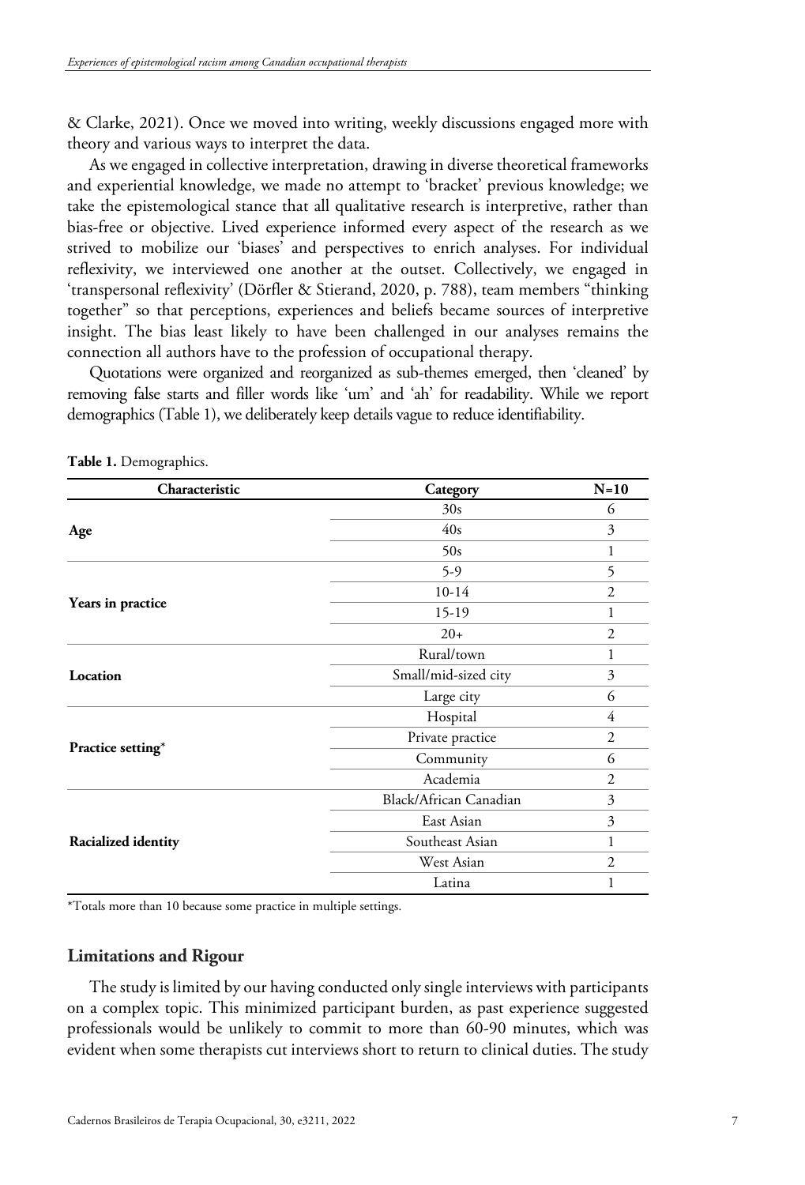& Clarke, 2021). Once we moved into writing, weekly discussions engaged more with theory and various ways to interpret the data.

As we engaged in collective interpretation, drawing in diverse theoretical frameworks and experiential knowledge, we made no attempt to 'bracket' previous knowledge; we take the epistemological stance that all qualitative research is interpretive, rather than bias-free or objective. Lived experience informed every aspect of the research as we strived to mobilize our 'biases' and perspectives to enrich analyses. For individual reflexivity, we interviewed one another at the outset. Collectively, we engaged in 'transpersonal reflexivity' (Dörfler & Stierand, 2020, p. 788), team members "thinking together" so that perceptions, experiences and beliefs became sources of interpretive insight. The bias least likely to have been challenged in our analyses remains the connection all authors have to the profession of occupational therapy.

Quotations were organized and reorganized as sub-themes emerged, then 'cleaned' by removing false starts and filler words like 'um' and 'ah' for readability. While we report demographics (Table 1), we deliberately keep details vague to reduce identifiability.

**Table 1.** Demographics.

| Characteristic | Category | N=10 |
|---|---|---|
| **Age** | 30s | 6 |
| | 40s | 3 |
| | 50s | 1 |
| **Years in practice** | 5-9 | 5 |
| | 10-14 | 2 |
| | 15-19 | 1 |
| | 20+ | 2 |
| **Location** | Rural/town | 1 |
| | Small/mid-sized city | 3 |
| | Large city | 6 |
| **Practice setting*** | Hospital | 4 |
| | Private practice | 2 |
| | Community | 6 |
| | Academia | 2 |
| **Racialized identity** | Black/African Canadian | 3 |
| | East Asian | 3 |
| | Southeast Asian | 1 |
| | West Asian | 2 |
| | Latina | 1 |

*Totals more than 10 because some practice in multiple settings.

## Limitations and Rigour

The study is limited by our having conducted only single interviews with participants on a complex topic. This minimized participant burden, as past experience suggested professionals would be unlikely to commit to more than 60-90 minutes, which was evident when some therapists cut interviews short to return to clinical duties. The study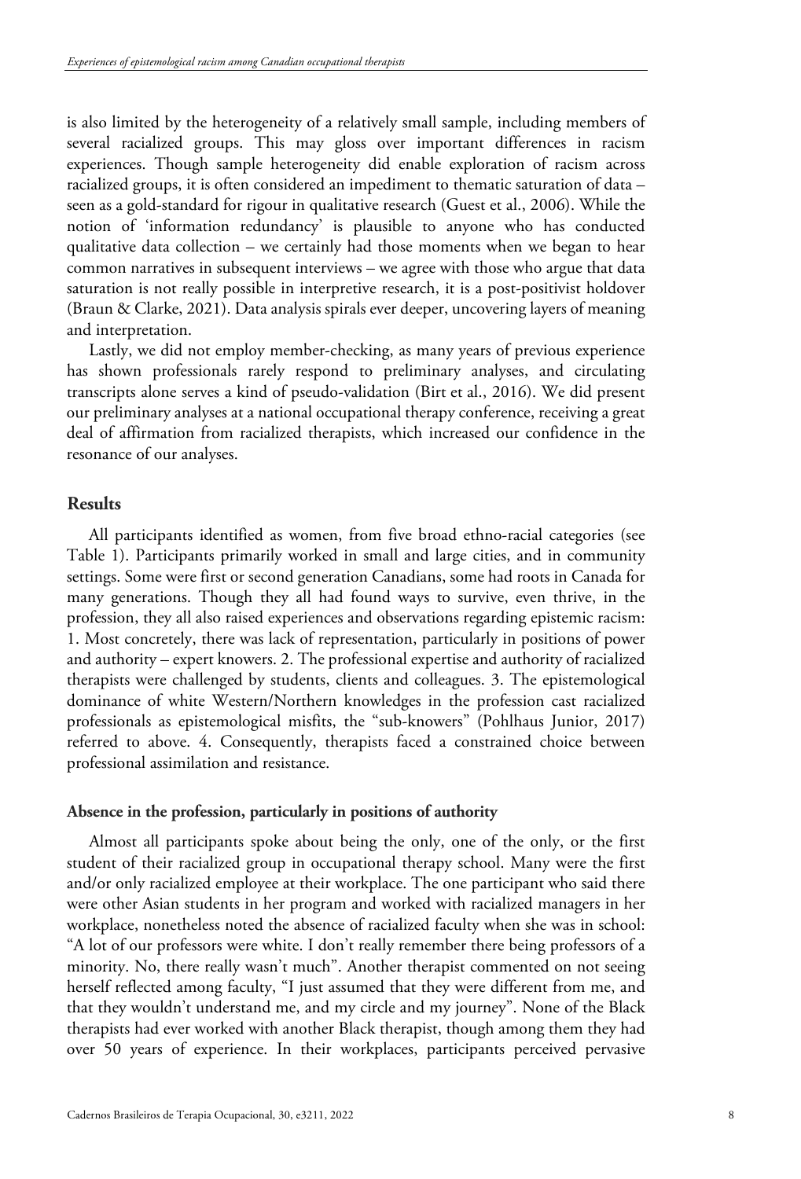is also limited by the heterogeneity of a relatively small sample, including members of several racialized groups. This may gloss over important differences in racism experiences. Though sample heterogeneity did enable exploration of racism across racialized groups, it is often considered an impediment to thematic saturation of data – seen as a gold-standard for rigour in qualitative research (Guest et al., 2006). While the notion of 'information redundancy' is plausible to anyone who has conducted qualitative data collection – we certainly had those moments when we began to hear common narratives in subsequent interviews – we agree with those who argue that data saturation is not really possible in interpretive research, it is a post-positivist holdover (Braun & Clarke, 2021). Data analysis spirals ever deeper, uncovering layers of meaning and interpretation.

Lastly, we did not employ member-checking, as many years of previous experience has shown professionals rarely respond to preliminary analyses, and circulating transcripts alone serves a kind of pseudo-validation (Birt et al., 2016). We did present our preliminary analyses at a national occupational therapy conference, receiving a great deal of affirmation from racialized therapists, which increased our confidence in the resonance of our analyses.

## Results

All participants identified as women, from five broad ethno-racial categories (see Table 1). Participants primarily worked in small and large cities, and in community settings. Some were first or second generation Canadians, some had roots in Canada for many generations. Though they all had found ways to survive, even thrive, in the profession, they all also raised experiences and observations regarding epistemic racism: 1. Most concretely, there was lack of representation, particularly in positions of power and authority – expert knowers. 2. The professional expertise and authority of racialized therapists were challenged by students, clients and colleagues. 3. The epistemological dominance of white Western/Northern knowledges in the profession cast racialized professionals as epistemological misfits, the "sub-knowers" (Pohlhaus Junior, 2017) referred to above. 4. Consequently, therapists faced a constrained choice between professional assimilation and resistance.

### Absence in the profession, particularly in positions of authority

Almost all participants spoke about being the only, one of the only, or the first student of their racialized group in occupational therapy school. Many were the first and/or only racialized employee at their workplace. The one participant who said there were other Asian students in her program and worked with racialized managers in her workplace, nonetheless noted the absence of racialized faculty when she was in school: "A lot of our professors were white. I don't really remember there being professors of a minority. No, there really wasn't much". Another therapist commented on not seeing herself reflected among faculty, "I just assumed that they were different from me, and that they wouldn't understand me, and my circle and my journey". None of the Black therapists had ever worked with another Black therapist, though among them they had over 50 years of experience. In their workplaces, participants perceived pervasive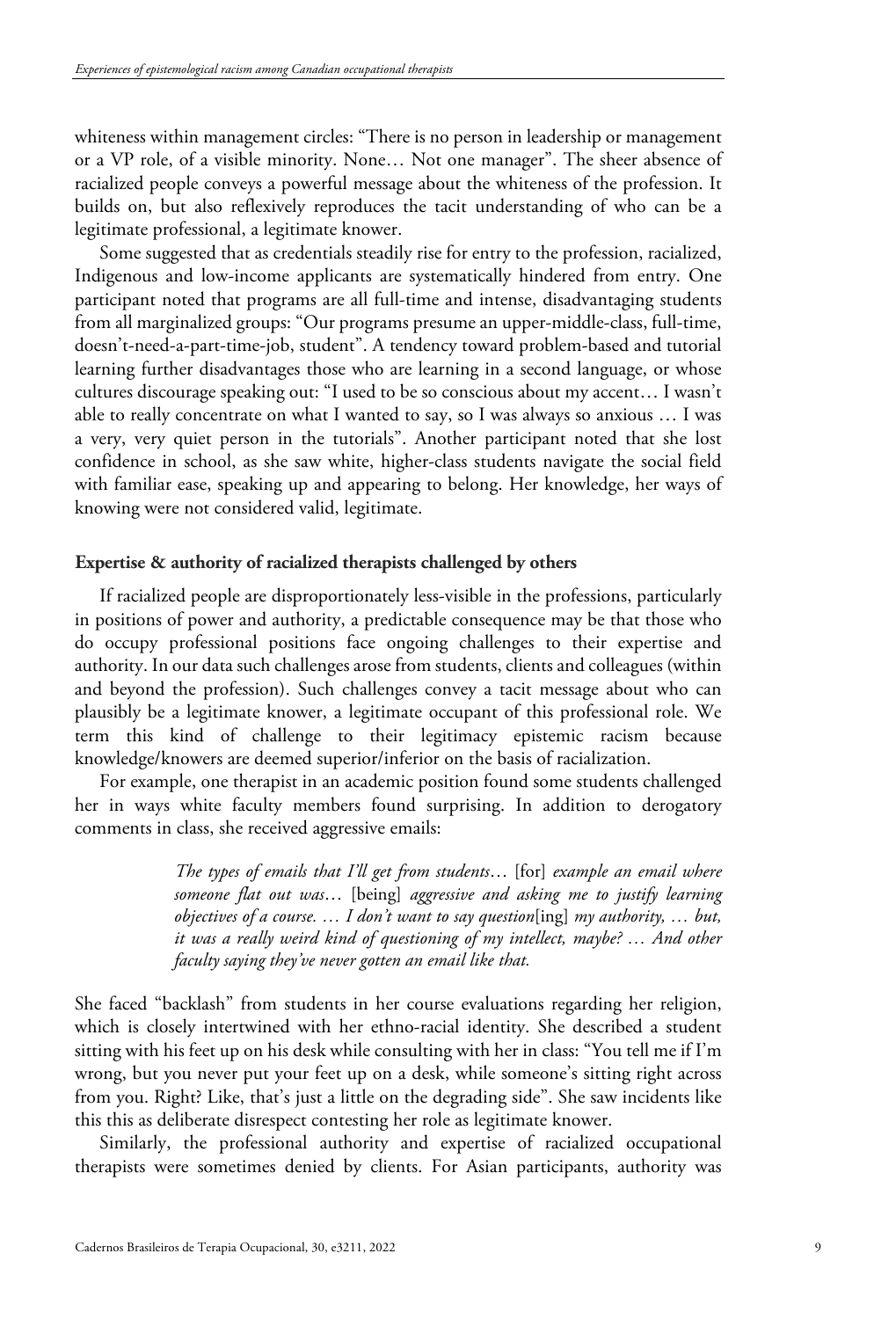whiteness within management circles: "There is no person in leadership or management or a VP role, of a visible minority. None… Not one manager". The sheer absence of racialized people conveys a powerful message about the whiteness of the profession. It builds on, but also reflexively reproduces the tacit understanding of who can be a legitimate professional, a legitimate knower.

Some suggested that as credentials steadily rise for entry to the profession, racialized, Indigenous and low-income applicants are systematically hindered from entry. One participant noted that programs are all full-time and intense, disadvantaging students from all marginalized groups: "Our programs presume an upper-middle-class, full-time, doesn't-need-a-part-time-job, student". A tendency toward problem-based and tutorial learning further disadvantages those who are learning in a second language, or whose cultures discourage speaking out: "I used to be so conscious about my accent… I wasn't able to really concentrate on what I wanted to say, so I was always so anxious … I was a very, very quiet person in the tutorials". Another participant noted that she lost confidence in school, as she saw white, higher-class students navigate the social field with familiar ease, speaking up and appearing to belong. Her knowledge, her ways of knowing were not considered valid, legitimate.

### Expertise & authority of racialized therapists challenged by others

If racialized people are disproportionately less-visible in the professions, particularly in positions of power and authority, a predictable consequence may be that those who do occupy professional positions face ongoing challenges to their expertise and authority. In our data such challenges arose from students, clients and colleagues (within and beyond the profession). Such challenges convey a tacit message about who can plausibly be a legitimate knower, a legitimate occupant of this professional role. We term this kind of challenge to their legitimacy epistemic racism because knowledge/knowers are deemed superior/inferior on the basis of racialization.

For example, one therapist in an academic position found some students challenged her in ways white faculty members found surprising. In addition to derogatory comments in class, she received aggressive emails:

> *The types of emails that I'll get from students…* [for] *example an email where someone flat out was…* [being] *aggressive and asking me to justify learning objectives of a course. … I don't want to say question*[ing] *my authority, … but, it was a really weird kind of questioning of my intellect, maybe? … And other faculty saying they've never gotten an email like that.*

She faced "backlash" from students in her course evaluations regarding her religion, which is closely intertwined with her ethno-racial identity. She described a student sitting with his feet up on his desk while consulting with her in class: "You tell me if I'm wrong, but you never put your feet up on a desk, while someone's sitting right across from you. Right? Like, that's just a little on the degrading side". She saw incidents like this this as deliberate disrespect contesting her role as legitimate knower.

Similarly, the professional authority and expertise of racialized occupational therapists were sometimes denied by clients. For Asian participants, authority was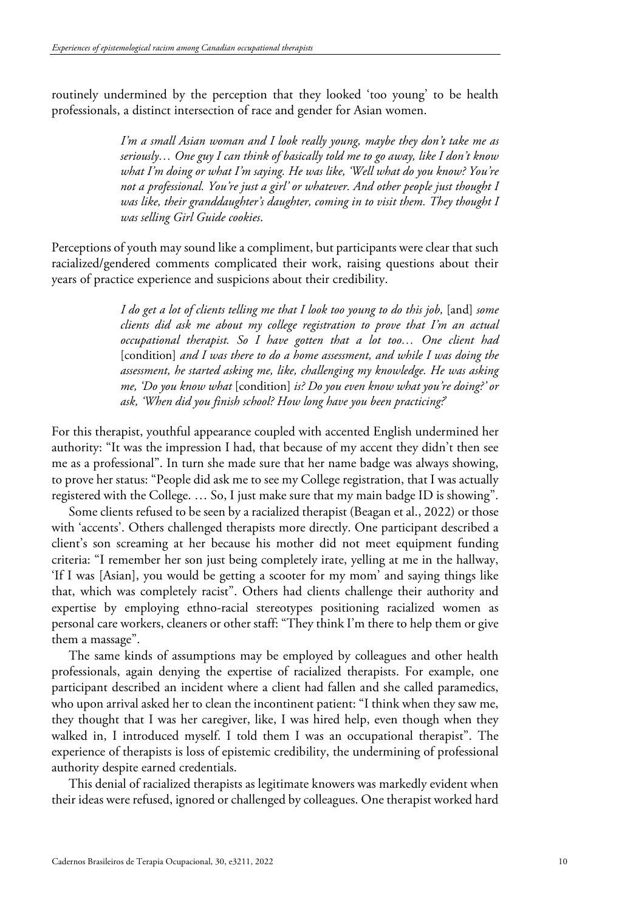routinely undermined by the perception that they looked 'too young' to be health professionals, a distinct intersection of race and gender for Asian women.

> *I'm a small Asian woman and I look really young, maybe they don't take me as seriously… One guy I can think of basically told me to go away, like I don't know what I'm doing or what I'm saying. He was like, 'Well what do you know? You're not a professional. You're just a girl' or whatever. And other people just thought I was like, their granddaughter's daughter, coming in to visit them. They thought I was selling Girl Guide cookies.*

Perceptions of youth may sound like a compliment, but participants were clear that such racialized/gendered comments complicated their work, raising questions about their years of practice experience and suspicions about their credibility.

> *I do get a lot of clients telling me that I look too young to do this job,* [and] *some clients did ask me about my college registration to prove that I'm an actual occupational therapist. So I have gotten that a lot too… One client had* [condition] *and I was there to do a home assessment, and while I was doing the assessment, he started asking me, like, challenging my knowledge. He was asking me, 'Do you know what* [condition] *is? Do you even know what you're doing?' or ask, 'When did you finish school? How long have you been practicing?'*

For this therapist, youthful appearance coupled with accented English undermined her authority: "It was the impression I had, that because of my accent they didn't then see me as a professional". In turn she made sure that her name badge was always showing, to prove her status: "People did ask me to see my College registration, that I was actually registered with the College. … So, I just make sure that my main badge ID is showing".

Some clients refused to be seen by a racialized therapist (Beagan et al., 2022) or those with 'accents'. Others challenged therapists more directly. One participant described a client's son screaming at her because his mother did not meet equipment funding criteria: "I remember her son just being completely irate, yelling at me in the hallway, 'If I was [Asian], you would be getting a scooter for my mom' and saying things like that, which was completely racist". Others had clients challenge their authority and expertise by employing ethno-racial stereotypes positioning racialized women as personal care workers, cleaners or other staff: "They think I'm there to help them or give them a massage".

The same kinds of assumptions may be employed by colleagues and other health professionals, again denying the expertise of racialized therapists. For example, one participant described an incident where a client had fallen and she called paramedics, who upon arrival asked her to clean the incontinent patient: "I think when they saw me, they thought that I was her caregiver, like, I was hired help, even though when they walked in, I introduced myself. I told them I was an occupational therapist". The experience of therapists is loss of epistemic credibility, the undermining of professional authority despite earned credentials.

This denial of racialized therapists as legitimate knowers was markedly evident when their ideas were refused, ignored or challenged by colleagues. One therapist worked hard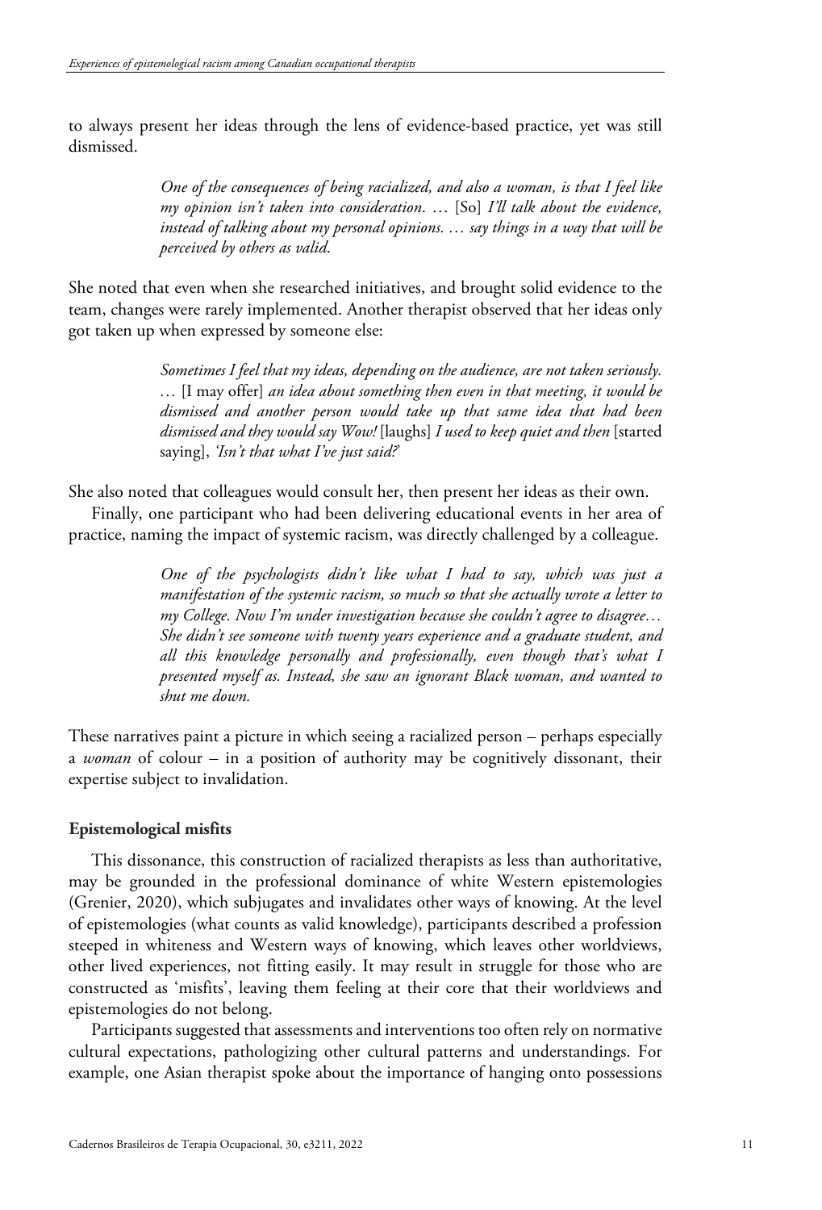to always present her ideas through the lens of evidence-based practice, yet was still dismissed.

> *One of the consequences of being racialized, and also a woman, is that I feel like my opinion isn't taken into consideration. …* [So] *I'll talk about the evidence, instead of talking about my personal opinions. … say things in a way that will be perceived by others as valid.*

She noted that even when she researched initiatives, and brought solid evidence to the team, changes were rarely implemented. Another therapist observed that her ideas only got taken up when expressed by someone else:

> *Sometimes I feel that my ideas, depending on the audience, are not taken seriously. …* [I may offer] *an idea about something then even in that meeting, it would be dismissed and another person would take up that same idea that had been dismissed and they would say Wow!* [laughs] *I used to keep quiet and then* [started saying], *'Isn't that what I've just said?'*

She also noted that colleagues would consult her, then present her ideas as their own.

Finally, one participant who had been delivering educational events in her area of practice, naming the impact of systemic racism, was directly challenged by a colleague.

> *One of the psychologists didn't like what I had to say, which was just a manifestation of the systemic racism, so much so that she actually wrote a letter to my College. Now I'm under investigation because she couldn't agree to disagree… She didn't see someone with twenty years experience and a graduate student, and all this knowledge personally and professionally, even though that's what I presented myself as. Instead, she saw an ignorant Black woman, and wanted to shut me down.*

These narratives paint a picture in which seeing a racialized person – perhaps especially a *woman* of colour – in a position of authority may be cognitively dissonant, their expertise subject to invalidation.

### Epistemological misfits

This dissonance, this construction of racialized therapists as less than authoritative, may be grounded in the professional dominance of white Western epistemologies (Grenier, 2020), which subjugates and invalidates other ways of knowing. At the level of epistemologies (what counts as valid knowledge), participants described a profession steeped in whiteness and Western ways of knowing, which leaves other worldviews, other lived experiences, not fitting easily. It may result in struggle for those who are constructed as 'misfits', leaving them feeling at their core that their worldviews and epistemologies do not belong.

Participants suggested that assessments and interventions too often rely on normative cultural expectations, pathologizing other cultural patterns and understandings. For example, one Asian therapist spoke about the importance of hanging onto possessions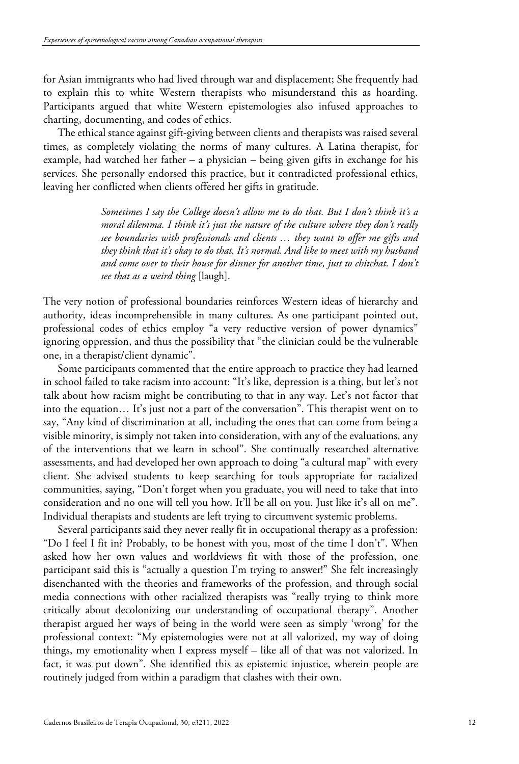for Asian immigrants who had lived through war and displacement; She frequently had to explain this to white Western therapists who misunderstand this as hoarding. Participants argued that white Western epistemologies also infused approaches to charting, documenting, and codes of ethics.

The ethical stance against gift-giving between clients and therapists was raised several times, as completely violating the norms of many cultures. A Latina therapist, for example, had watched her father – a physician – being given gifts in exchange for his services. She personally endorsed this practice, but it contradicted professional ethics, leaving her conflicted when clients offered her gifts in gratitude.

> *Sometimes I say the College doesn't allow me to do that. But I don't think it's a moral dilemma. I think it's just the nature of the culture where they don't really see boundaries with professionals and clients … they want to offer me gifts and they think that it's okay to do that. It's normal. And like to meet with my husband and come over to their house for dinner for another time, just to chitchat. I don't see that as a weird thing* [laugh].

The very notion of professional boundaries reinforces Western ideas of hierarchy and authority, ideas incomprehensible in many cultures. As one participant pointed out, professional codes of ethics employ "a very reductive version of power dynamics" ignoring oppression, and thus the possibility that "the clinician could be the vulnerable one, in a therapist/client dynamic".

Some participants commented that the entire approach to practice they had learned in school failed to take racism into account: "It's like, depression is a thing, but let's not talk about how racism might be contributing to that in any way. Let's not factor that into the equation… It's just not a part of the conversation". This therapist went on to say, "Any kind of discrimination at all, including the ones that can come from being a visible minority, is simply not taken into consideration, with any of the evaluations, any of the interventions that we learn in school". She continually researched alternative assessments, and had developed her own approach to doing "a cultural map" with every client. She advised students to keep searching for tools appropriate for racialized communities, saying, "Don't forget when you graduate, you will need to take that into consideration and no one will tell you how. It'll be all on you. Just like it's all on me". Individual therapists and students are left trying to circumvent systemic problems.

Several participants said they never really fit in occupational therapy as a profession: "Do I feel I fit in? Probably, to be honest with you, most of the time I don't". When asked how her own values and worldviews fit with those of the profession, one participant said this is "actually a question I'm trying to answer!" She felt increasingly disenchanted with the theories and frameworks of the profession, and through social media connections with other racialized therapists was "really trying to think more critically about decolonizing our understanding of occupational therapy". Another therapist argued her ways of being in the world were seen as simply 'wrong' for the professional context: "My epistemologies were not at all valorized, my way of doing things, my emotionality when I express myself – like all of that was not valorized. In fact, it was put down". She identified this as epistemic injustice, wherein people are routinely judged from within a paradigm that clashes with their own.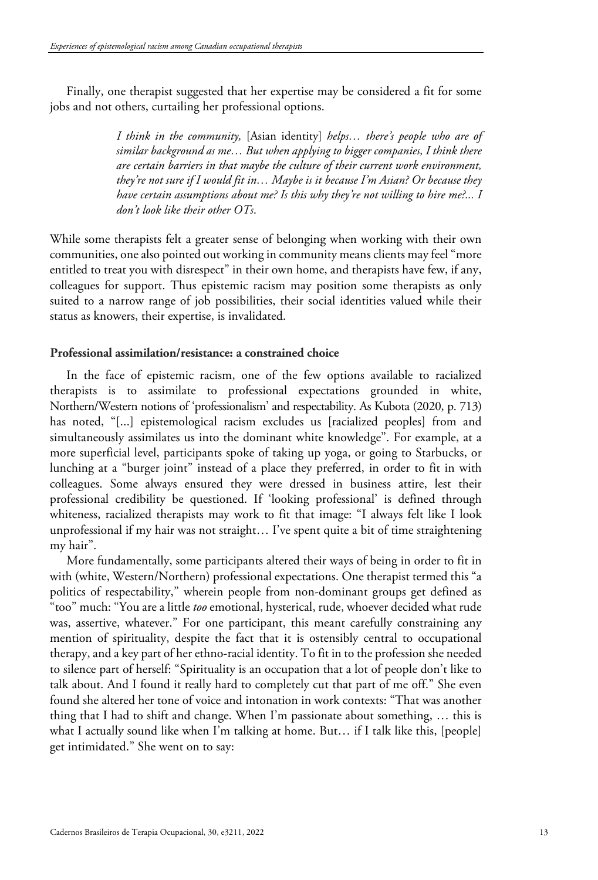Finally, one therapist suggested that her expertise may be considered a fit for some jobs and not others, curtailing her professional options.

> *I think in the community,* [Asian identity] *helps… there's people who are of similar background as me… But when applying to bigger companies, I think there are certain barriers in that maybe the culture of their current work environment, they're not sure if I would fit in… Maybe is it because I'm Asian? Or because they have certain assumptions about me? Is this why they're not willing to hire me?... I don't look like their other OTs.*

While some therapists felt a greater sense of belonging when working with their own communities, one also pointed out working in community means clients may feel "more entitled to treat you with disrespect" in their own home, and therapists have few, if any, colleagues for support. Thus epistemic racism may position some therapists as only suited to a narrow range of job possibilities, their social identities valued while their status as knowers, their expertise, is invalidated.

### Professional assimilation/resistance: a constrained choice

In the face of epistemic racism, one of the few options available to racialized therapists is to assimilate to professional expectations grounded in white, Northern/Western notions of 'professionalism' and respectability. As Kubota (2020, p. 713) has noted, "[...] epistemological racism excludes us [racialized peoples] from and simultaneously assimilates us into the dominant white knowledge". For example, at a more superficial level, participants spoke of taking up yoga, or going to Starbucks, or lunching at a "burger joint" instead of a place they preferred, in order to fit in with colleagues. Some always ensured they were dressed in business attire, lest their professional credibility be questioned. If 'looking professional' is defined through whiteness, racialized therapists may work to fit that image: "I always felt like I look unprofessional if my hair was not straight… I've spent quite a bit of time straightening my hair".

More fundamentally, some participants altered their ways of being in order to fit in with (white, Western/Northern) professional expectations. One therapist termed this "a politics of respectability," wherein people from non-dominant groups get defined as "too" much: "You are a little *too* emotional, hysterical, rude, whoever decided what rude was, assertive, whatever." For one participant, this meant carefully constraining any mention of spirituality, despite the fact that it is ostensibly central to occupational therapy, and a key part of her ethno-racial identity. To fit in to the profession she needed to silence part of herself: "Spirituality is an occupation that a lot of people don't like to talk about. And I found it really hard to completely cut that part of me off." She even found she altered her tone of voice and intonation in work contexts: "That was another thing that I had to shift and change. When I'm passionate about something, … this is what I actually sound like when I'm talking at home. But… if I talk like this, [people] get intimidated." She went on to say: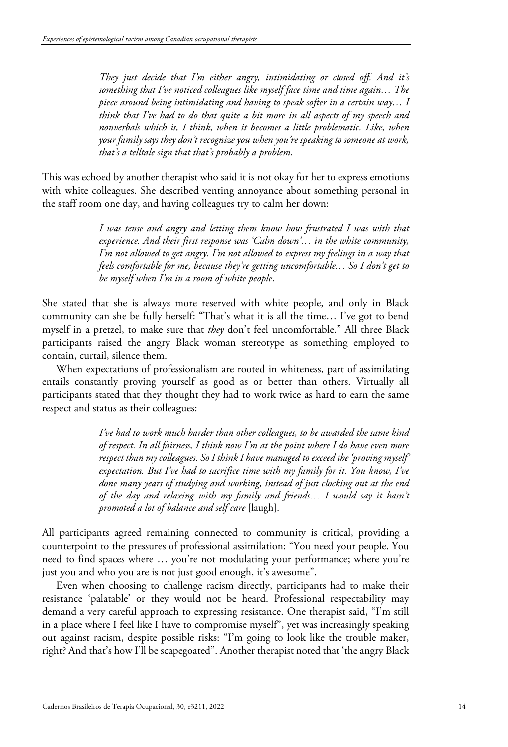> *They just decide that I'm either angry, intimidating or closed off. And it's something that I've noticed colleagues like myself face time and time again… The piece around being intimidating and having to speak softer in a certain way… I think that I've had to do that quite a bit more in all aspects of my speech and nonverbals which is, I think, when it becomes a little problematic. Like, when your family says they don't recognize you when you're speaking to someone at work, that's a telltale sign that that's probably a problem.*

This was echoed by another therapist who said it is not okay for her to express emotions with white colleagues. She described venting annoyance about something personal in the staff room one day, and having colleagues try to calm her down:

> *I was tense and angry and letting them know how frustrated I was with that experience. And their first response was 'Calm down'… in the white community, I'm not allowed to get angry. I'm not allowed to express my feelings in a way that feels comfortable for me, because they're getting uncomfortable… So I don't get to be myself when I'm in a room of white people.*

She stated that she is always more reserved with white people, and only in Black community can she be fully herself: "That's what it is all the time… I've got to bend myself in a pretzel, to make sure that *they* don't feel uncomfortable." All three Black participants raised the angry Black woman stereotype as something employed to contain, curtail, silence them.

When expectations of professionalism are rooted in whiteness, part of assimilating entails constantly proving yourself as good as or better than others. Virtually all participants stated that they thought they had to work twice as hard to earn the same respect and status as their colleagues:

> *I've had to work much harder than other colleagues, to be awarded the same kind of respect. In all fairness, I think now I'm at the point where I do have even more respect than my colleagues. So I think I have managed to exceed the 'proving myself' expectation. But I've had to sacrifice time with my family for it. You know, I've done many years of studying and working, instead of just clocking out at the end of the day and relaxing with my family and friends… I would say it hasn't promoted a lot of balance and self care* [laugh].

All participants agreed remaining connected to community is critical, providing a counterpoint to the pressures of professional assimilation: "You need your people. You need to find spaces where … you're not modulating your performance; where you're just you and who you are is not just good enough, it's awesome".

Even when choosing to challenge racism directly, participants had to make their resistance 'palatable' or they would not be heard. Professional respectability may demand a very careful approach to expressing resistance. One therapist said, "I'm still in a place where I feel like I have to compromise myself", yet was increasingly speaking out against racism, despite possible risks: "I'm going to look like the trouble maker, right? And that's how I'll be scapegoated". Another therapist noted that 'the angry Black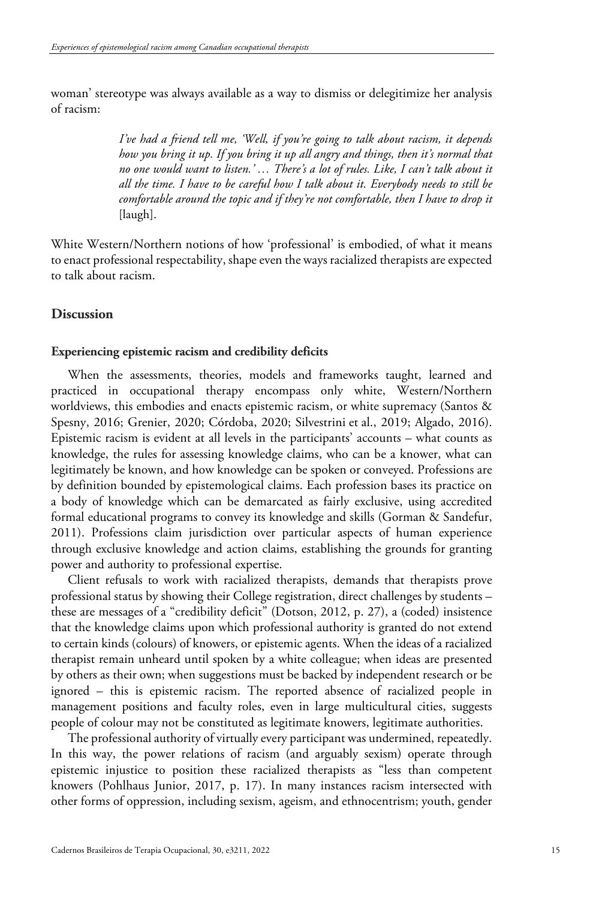woman' stereotype was always available as a way to dismiss or delegitimize her analysis of racism:

> *I've had a friend tell me, 'Well, if you're going to talk about racism, it depends how you bring it up. If you bring it up all angry and things, then it's normal that no one would want to listen.' … There's a lot of rules. Like, I can't talk about it all the time. I have to be careful how I talk about it. Everybody needs to still be comfortable around the topic and if they're not comfortable, then I have to drop it* [laugh].

White Western/Northern notions of how 'professional' is embodied, of what it means to enact professional respectability, shape even the ways racialized therapists are expected to talk about racism.

## Discussion

### Experiencing epistemic racism and credibility deficits

When the assessments, theories, models and frameworks taught, learned and practiced in occupational therapy encompass only white, Western/Northern worldviews, this embodies and enacts epistemic racism, or white supremacy (Santos & Spesny, 2016; Grenier, 2020; Córdoba, 2020; Silvestrini et al., 2019; Algado, 2016). Epistemic racism is evident at all levels in the participants' accounts – what counts as knowledge, the rules for assessing knowledge claims, who can be a knower, what can legitimately be known, and how knowledge can be spoken or conveyed. Professions are by definition bounded by epistemological claims. Each profession bases its practice on a body of knowledge which can be demarcated as fairly exclusive, using accredited formal educational programs to convey its knowledge and skills (Gorman & Sandefur, 2011). Professions claim jurisdiction over particular aspects of human experience through exclusive knowledge and action claims, establishing the grounds for granting power and authority to professional expertise.

Client refusals to work with racialized therapists, demands that therapists prove professional status by showing their College registration, direct challenges by students – these are messages of a "credibility deficit" (Dotson, 2012, p. 27), a (coded) insistence that the knowledge claims upon which professional authority is granted do not extend to certain kinds (colours) of knowers, or epistemic agents. When the ideas of a racialized therapist remain unheard until spoken by a white colleague; when ideas are presented by others as their own; when suggestions must be backed by independent research or be ignored – this is epistemic racism. The reported absence of racialized people in management positions and faculty roles, even in large multicultural cities, suggests people of colour may not be constituted as legitimate knowers, legitimate authorities.

The professional authority of virtually every participant was undermined, repeatedly. In this way, the power relations of racism (and arguably sexism) operate through epistemic injustice to position these racialized therapists as "less than competent knowers (Pohlhaus Junior, 2017, p. 17). In many instances racism intersected with other forms of oppression, including sexism, ageism, and ethnocentrism; youth, gender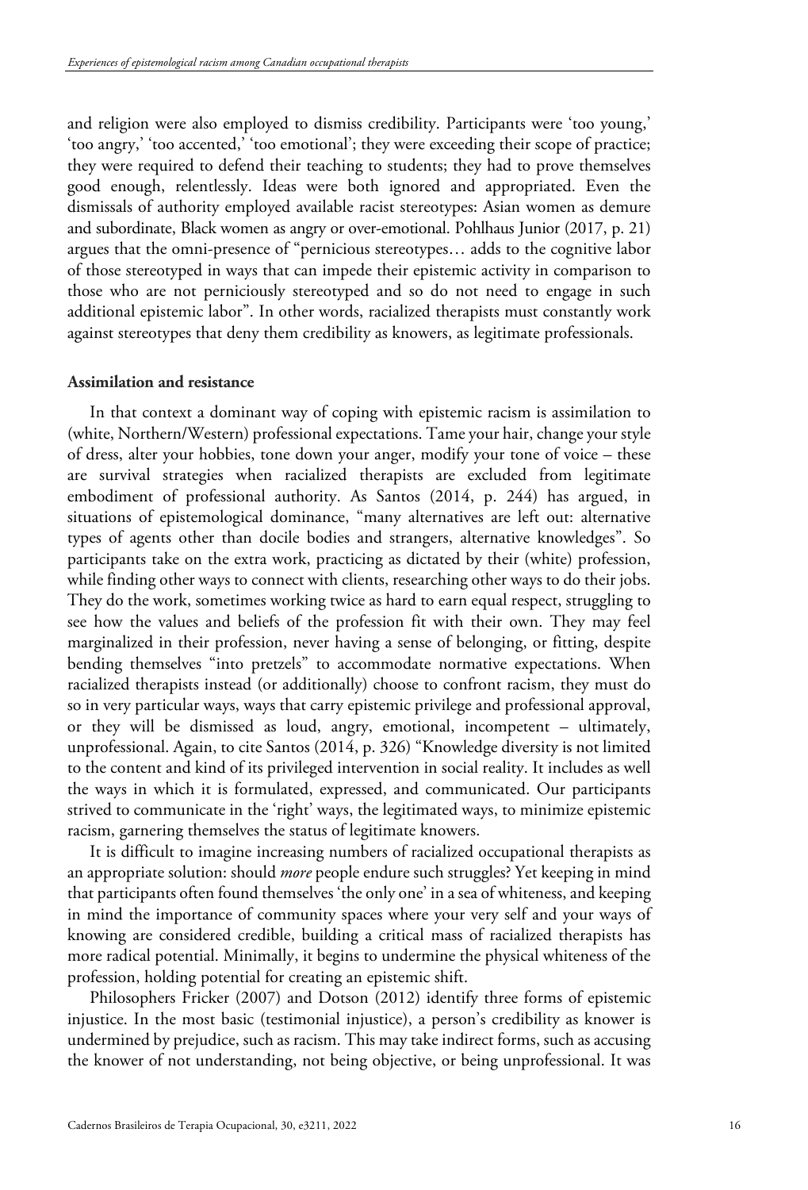and religion were also employed to dismiss credibility. Participants were 'too young,' 'too angry,' 'too accented,' 'too emotional'; they were exceeding their scope of practice; they were required to defend their teaching to students; they had to prove themselves good enough, relentlessly. Ideas were both ignored and appropriated. Even the dismissals of authority employed available racist stereotypes: Asian women as demure and subordinate, Black women as angry or over-emotional. Pohlhaus Junior (2017, p. 21) argues that the omni-presence of "pernicious stereotypes… adds to the cognitive labor of those stereotyped in ways that can impede their epistemic activity in comparison to those who are not perniciously stereotyped and so do not need to engage in such additional epistemic labor". In other words, racialized therapists must constantly work against stereotypes that deny them credibility as knowers, as legitimate professionals.

**Assimilation and resistance**

In that context a dominant way of coping with epistemic racism is assimilation to (white, Northern/Western) professional expectations. Tame your hair, change your style of dress, alter your hobbies, tone down your anger, modify your tone of voice – these are survival strategies when racialized therapists are excluded from legitimate embodiment of professional authority. As Santos (2014, p. 244) has argued, in situations of epistemological dominance, "many alternatives are left out: alternative types of agents other than docile bodies and strangers, alternative knowledges". So participants take on the extra work, practicing as dictated by their (white) profession, while finding other ways to connect with clients, researching other ways to do their jobs. They do the work, sometimes working twice as hard to earn equal respect, struggling to see how the values and beliefs of the profession fit with their own. They may feel marginalized in their profession, never having a sense of belonging, or fitting, despite bending themselves "into pretzels" to accommodate normative expectations. When racialized therapists instead (or additionally) choose to confront racism, they must do so in very particular ways, ways that carry epistemic privilege and professional approval, or they will be dismissed as loud, angry, emotional, incompetent – ultimately, unprofessional. Again, to cite Santos (2014, p. 326) "Knowledge diversity is not limited to the content and kind of its privileged intervention in social reality. It includes as well the ways in which it is formulated, expressed, and communicated. Our participants strived to communicate in the 'right' ways, the legitimated ways, to minimize epistemic racism, garnering themselves the status of legitimate knowers.

It is difficult to imagine increasing numbers of racialized occupational therapists as an appropriate solution: should *more* people endure such struggles? Yet keeping in mind that participants often found themselves 'the only one' in a sea of whiteness, and keeping in mind the importance of community spaces where your very self and your ways of knowing are considered credible, building a critical mass of racialized therapists has more radical potential. Minimally, it begins to undermine the physical whiteness of the profession, holding potential for creating an epistemic shift.

Philosophers Fricker (2007) and Dotson (2012) identify three forms of epistemic injustice. In the most basic (testimonial injustice), a person's credibility as knower is undermined by prejudice, such as racism. This may take indirect forms, such as accusing the knower of not understanding, not being objective, or being unprofessional. It was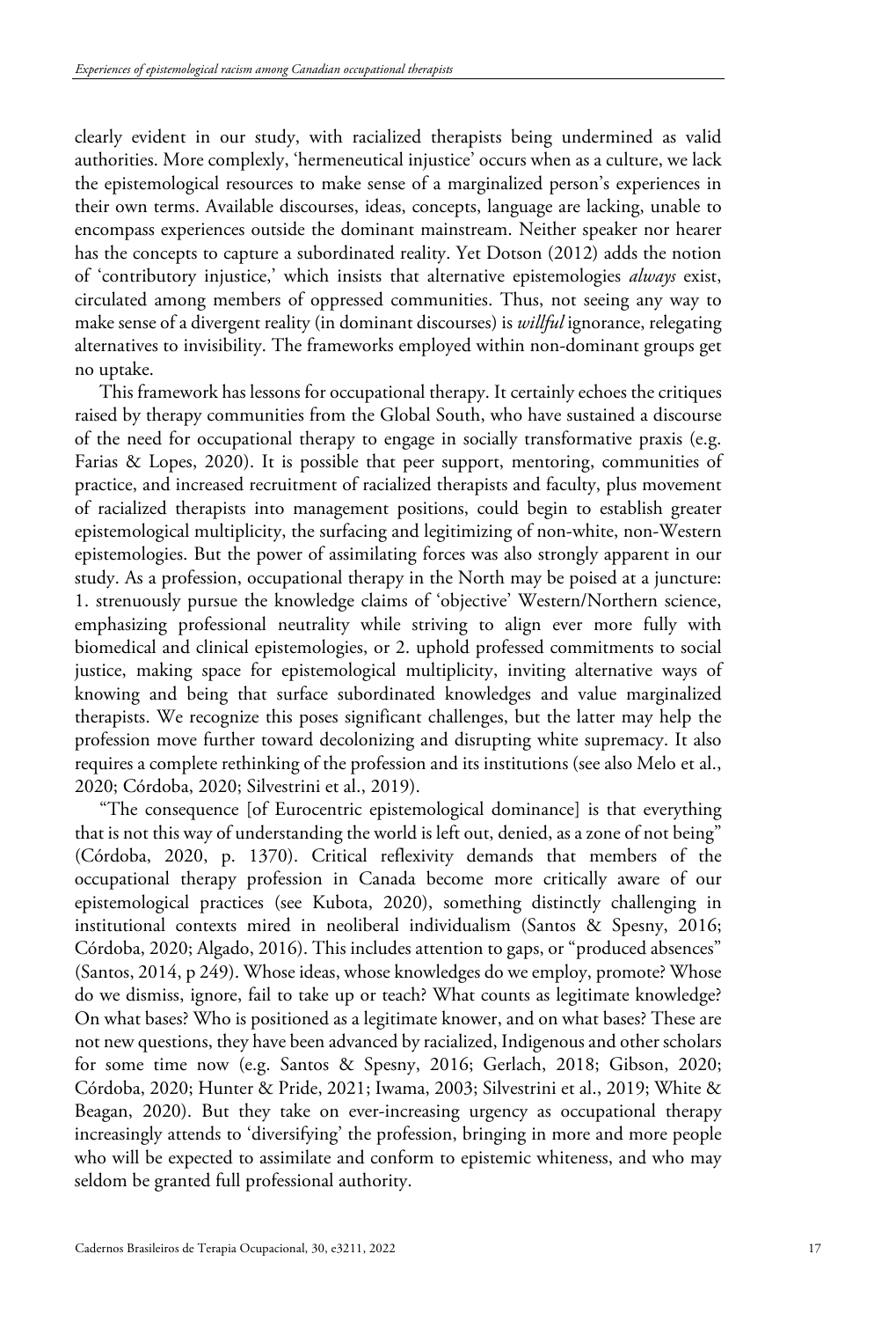clearly evident in our study, with racialized therapists being undermined as valid authorities. More complexly, 'hermeneutical injustice' occurs when as a culture, we lack the epistemological resources to make sense of a marginalized person's experiences in their own terms. Available discourses, ideas, concepts, language are lacking, unable to encompass experiences outside the dominant mainstream. Neither speaker nor hearer has the concepts to capture a subordinated reality. Yet Dotson (2012) adds the notion of 'contributory injustice,' which insists that alternative epistemologies *always* exist, circulated among members of oppressed communities. Thus, not seeing any way to make sense of a divergent reality (in dominant discourses) is *willful* ignorance, relegating alternatives to invisibility. The frameworks employed within non-dominant groups get no uptake.

This framework has lessons for occupational therapy. It certainly echoes the critiques raised by therapy communities from the Global South, who have sustained a discourse of the need for occupational therapy to engage in socially transformative praxis (e.g. Farias & Lopes, 2020). It is possible that peer support, mentoring, communities of practice, and increased recruitment of racialized therapists and faculty, plus movement of racialized therapists into management positions, could begin to establish greater epistemological multiplicity, the surfacing and legitimizing of non-white, non-Western epistemologies. But the power of assimilating forces was also strongly apparent in our study. As a profession, occupational therapy in the North may be poised at a juncture: 1. strenuously pursue the knowledge claims of 'objective' Western/Northern science, emphasizing professional neutrality while striving to align ever more fully with biomedical and clinical epistemologies, or 2. uphold professed commitments to social justice, making space for epistemological multiplicity, inviting alternative ways of knowing and being that surface subordinated knowledges and value marginalized therapists. We recognize this poses significant challenges, but the latter may help the profession move further toward decolonizing and disrupting white supremacy. It also requires a complete rethinking of the profession and its institutions (see also Melo et al., 2020; Córdoba, 2020; Silvestrini et al., 2019).

"The consequence [of Eurocentric epistemological dominance] is that everything that is not this way of understanding the world is left out, denied, as a zone of not being" (Córdoba, 2020, p. 1370). Critical reflexivity demands that members of the occupational therapy profession in Canada become more critically aware of our epistemological practices (see Kubota, 2020), something distinctly challenging in institutional contexts mired in neoliberal individualism (Santos & Spesny, 2016; Córdoba, 2020; Algado, 2016). This includes attention to gaps, or "produced absences" (Santos, 2014, p 249). Whose ideas, whose knowledges do we employ, promote? Whose do we dismiss, ignore, fail to take up or teach? What counts as legitimate knowledge? On what bases? Who is positioned as a legitimate knower, and on what bases? These are not new questions, they have been advanced by racialized, Indigenous and other scholars for some time now (e.g. Santos & Spesny, 2016; Gerlach, 2018; Gibson, 2020; Córdoba, 2020; Hunter & Pride, 2021; Iwama, 2003; Silvestrini et al., 2019; White & Beagan, 2020). But they take on ever-increasing urgency as occupational therapy increasingly attends to 'diversifying' the profession, bringing in more and more people who will be expected to assimilate and conform to epistemic whiteness, and who may seldom be granted full professional authority.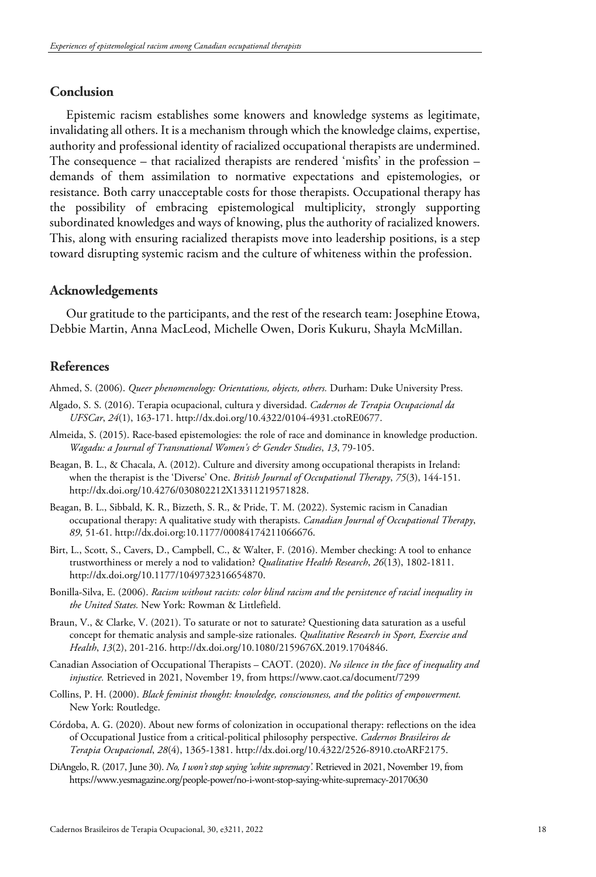## Conclusion

Epistemic racism establishes some knowers and knowledge systems as legitimate, invalidating all others. It is a mechanism through which the knowledge claims, expertise, authority and professional identity of racialized occupational therapists are undermined. The consequence – that racialized therapists are rendered 'misfits' in the profession – demands of them assimilation to normative expectations and epistemologies, or resistance. Both carry unacceptable costs for those therapists. Occupational therapy has the possibility of embracing epistemological multiplicity, strongly supporting subordinated knowledges and ways of knowing, plus the authority of racialized knowers. This, along with ensuring racialized therapists move into leadership positions, is a step toward disrupting systemic racism and the culture of whiteness within the profession.

## Acknowledgements

Our gratitude to the participants, and the rest of the research team: Josephine Etowa, Debbie Martin, Anna MacLeod, Michelle Owen, Doris Kukuru, Shayla McMillan.

## References

Ahmed, S. (2006). *Queer phenomenology: Orientations, objects, others.* Durham: Duke University Press.

Algado, S. S. (2016). Terapia ocupacional, cultura y diversidad. *Cadernos de Terapia Ocupacional da UFSCar*, *24*(1), 163-171. http://dx.doi.org/10.4322/0104-4931.ctoRE0677.

Almeida, S. (2015). Race-based epistemologies: the role of race and dominance in knowledge production. *Wagadu: a Journal of Transnational Women's & Gender Studies*, *13*, 79-105.

Beagan, B. L., & Chacala, A. (2012). Culture and diversity among occupational therapists in Ireland: when the therapist is the 'Diverse' One. *British Journal of Occupational Therapy*, *75*(3), 144-151. http://dx.doi.org/10.4276/030802212X13311219571828.

Beagan, B. L., Sibbald, K. R., Bizzeth, S. R., & Pride, T. M. (2022). Systemic racism in Canadian occupational therapy: A qualitative study with therapists. *Canadian Journal of Occupational Therapy*, *89*, 51-61. http://dx.doi.org:10.1177/00084174211066676.

Birt, L., Scott, S., Cavers, D., Campbell, C., & Walter, F. (2016). Member checking: A tool to enhance trustworthiness or merely a nod to validation? *Qualitative Health Research*, *26*(13), 1802-1811. http://dx.doi.org/10.1177/1049732316654870.

Bonilla-Silva, E. (2006). *Racism without racists: color blind racism and the persistence of racial inequality in the United States.* New York: Rowman & Littlefield.

Braun, V., & Clarke, V. (2021). To saturate or not to saturate? Questioning data saturation as a useful concept for thematic analysis and sample-size rationales. *Qualitative Research in Sport, Exercise and Health*, *13*(2), 201-216. http://dx.doi.org/10.1080/2159676X.2019.1704846.

Canadian Association of Occupational Therapists – CAOT. (2020). *No silence in the face of inequality and injustice.* Retrieved in 2021, November 19, from https://www.caot.ca/document/7299

Collins, P. H. (2000). *Black feminist thought: knowledge, consciousness, and the politics of empowerment.* New York: Routledge.

Córdoba, A. G. (2020). About new forms of colonization in occupational therapy: reflections on the idea of Occupational Justice from a critical-political philosophy perspective. *Cadernos Brasileiros de Terapia Ocupacional*, *28*(4), 1365-1381. http://dx.doi.org/10.4322/2526-8910.ctoARF2175.

DiAngelo, R. (2017, June 30). *No, I won't stop saying 'white supremacy'.* Retrieved in 2021, November 19, from https://www.yesmagazine.org/people-power/no-i-wont-stop-saying-white-supremacy-20170630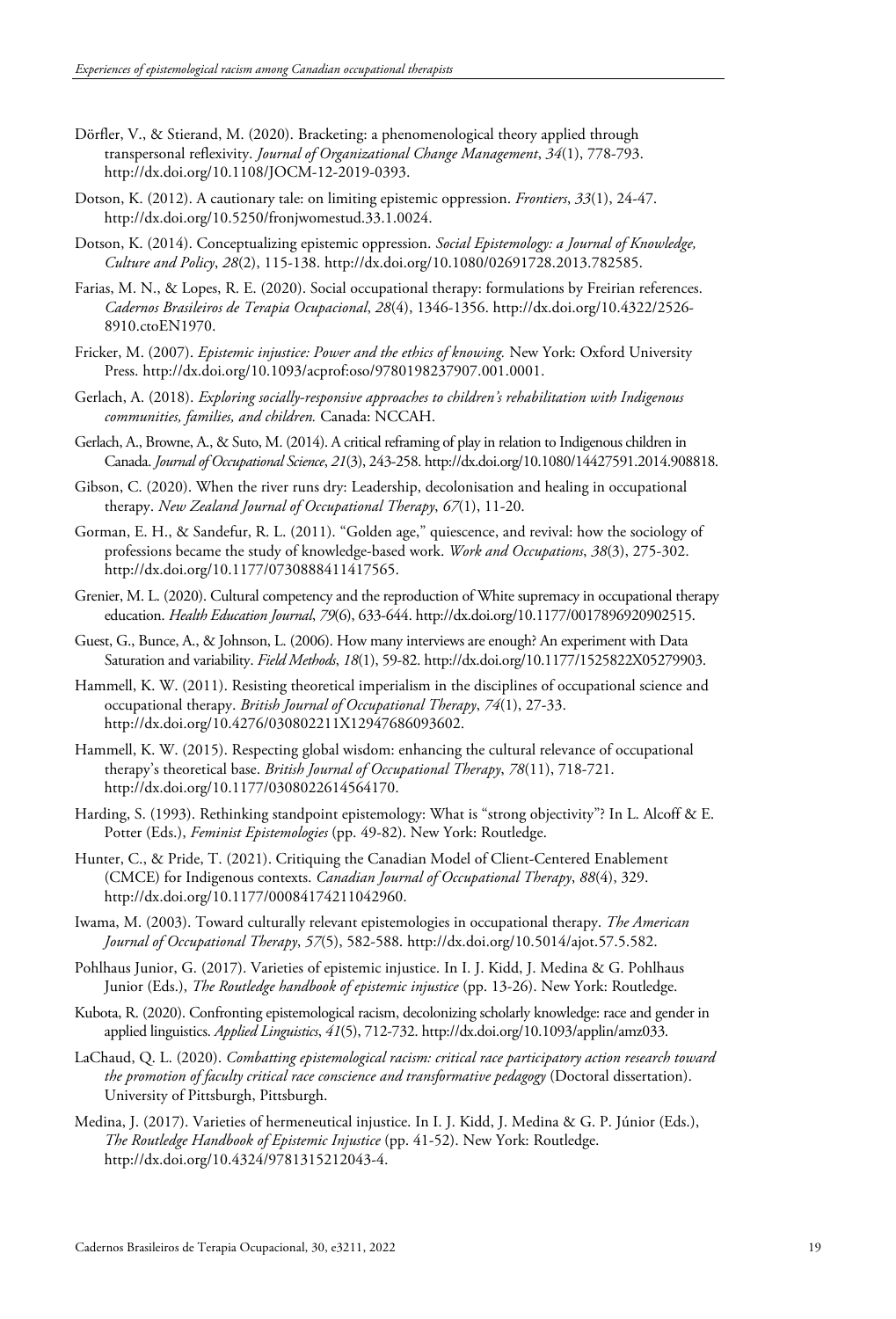Dörfler, V., & Stierand, M. (2020). Bracketing: a phenomenological theory applied through transpersonal reflexivity. *Journal of Organizational Change Management*, *34*(1), 778-793. http://dx.doi.org/10.1108/JOCM-12-2019-0393.

Dotson, K. (2012). A cautionary tale: on limiting epistemic oppression. *Frontiers*, *33*(1), 24-47. http://dx.doi.org/10.5250/fronjwomestud.33.1.0024.

Dotson, K. (2014). Conceptualizing epistemic oppression. *Social Epistemology: a Journal of Knowledge, Culture and Policy*, *28*(2), 115-138. http://dx.doi.org/10.1080/02691728.2013.782585.

Farias, M. N., & Lopes, R. E. (2020). Social occupational therapy: formulations by Freirian references. *Cadernos Brasileiros de Terapia Ocupacional*, *28*(4), 1346-1356. http://dx.doi.org/10.4322/2526-8910.ctoEN1970.

Fricker, M. (2007). *Epistemic injustice: Power and the ethics of knowing.* New York: Oxford University Press. http://dx.doi.org/10.1093/acprof:oso/9780198237907.001.0001.

Gerlach, A. (2018). *Exploring socially-responsive approaches to children's rehabilitation with Indigenous communities, families, and children.* Canada: NCCAH.

Gerlach, A., Browne, A., & Suto, M. (2014). A critical reframing of play in relation to Indigenous children in Canada. *Journal of Occupational Science*, *21*(3), 243-258. http://dx.doi.org/10.1080/14427591.2014.908818.

Gibson, C. (2020). When the river runs dry: Leadership, decolonisation and healing in occupational therapy. *New Zealand Journal of Occupational Therapy*, *67*(1), 11-20.

Gorman, E. H., & Sandefur, R. L. (2011). "Golden age," quiescence, and revival: how the sociology of professions became the study of knowledge-based work. *Work and Occupations*, *38*(3), 275-302. http://dx.doi.org/10.1177/0730888411417565.

Grenier, M. L. (2020). Cultural competency and the reproduction of White supremacy in occupational therapy education. *Health Education Journal*, *79*(6), 633-644. http://dx.doi.org/10.1177/0017896920902515.

Guest, G., Bunce, A., & Johnson, L. (2006). How many interviews are enough? An experiment with Data Saturation and variability. *Field Methods*, *18*(1), 59-82. http://dx.doi.org/10.1177/1525822X05279903.

Hammell, K. W. (2011). Resisting theoretical imperialism in the disciplines of occupational science and occupational therapy. *British Journal of Occupational Therapy*, *74*(1), 27-33. http://dx.doi.org/10.4276/030802211X12947686093602.

Hammell, K. W. (2015). Respecting global wisdom: enhancing the cultural relevance of occupational therapy's theoretical base. *British Journal of Occupational Therapy*, *78*(11), 718-721. http://dx.doi.org/10.1177/0308022614564170.

Harding, S. (1993). Rethinking standpoint epistemology: What is "strong objectivity"? In L. Alcoff & E. Potter (Eds.), *Feminist Epistemologies* (pp. 49-82). New York: Routledge.

Hunter, C., & Pride, T. (2021). Critiquing the Canadian Model of Client-Centered Enablement (CMCE) for Indigenous contexts. *Canadian Journal of Occupational Therapy*, *88*(4), 329. http://dx.doi.org/10.1177/00084174211042960.

Iwama, M. (2003). Toward culturally relevant epistemologies in occupational therapy. *The American Journal of Occupational Therapy*, *57*(5), 582-588. http://dx.doi.org/10.5014/ajot.57.5.582.

Pohlhaus Junior, G. (2017). Varieties of epistemic injustice. In I. J. Kidd, J. Medina & G. Pohlhaus Junior (Eds.), *The Routledge handbook of epistemic injustice* (pp. 13-26). New York: Routledge.

Kubota, R. (2020). Confronting epistemological racism, decolonizing scholarly knowledge: race and gender in applied linguistics. *Applied Linguistics*, *41*(5), 712-732. http://dx.doi.org/10.1093/applin/amz033.

LaChaud, Q. L. (2020). *Combatting epistemological racism: critical race participatory action research toward the promotion of faculty critical race conscience and transformative pedagogy* (Doctoral dissertation). University of Pittsburgh, Pittsburgh.

Medina, J. (2017). Varieties of hermeneutical injustice. In I. J. Kidd, J. Medina & G. P. Júnior (Eds.), *The Routledge Handbook of Epistemic Injustice* (pp. 41-52). New York: Routledge. http://dx.doi.org/10.4324/9781315212043-4.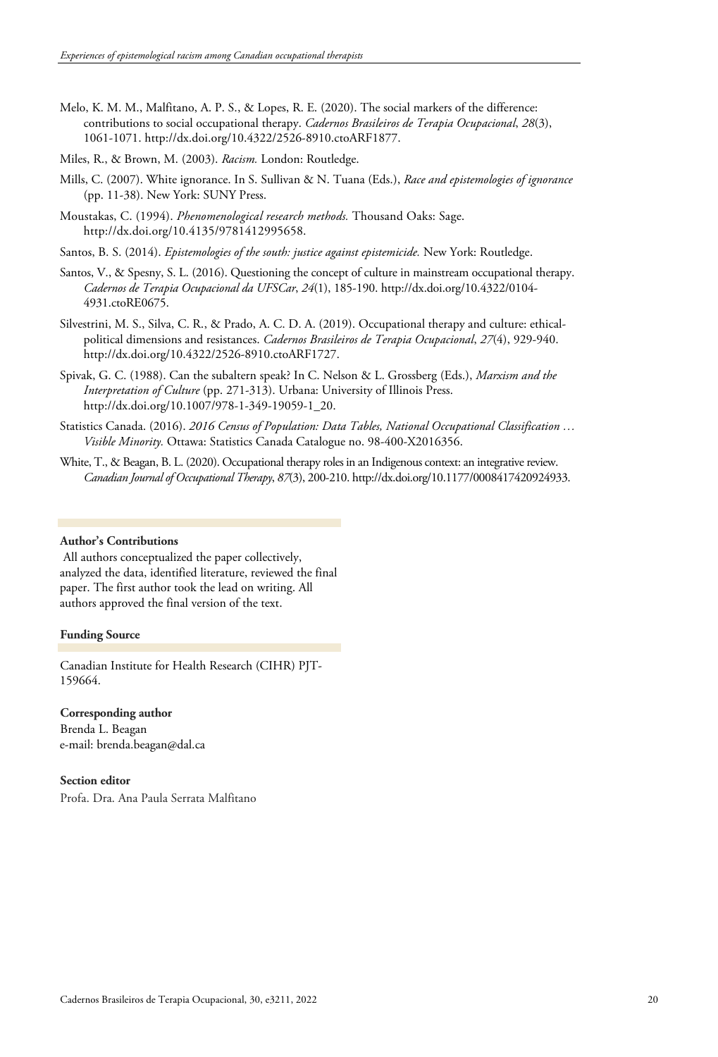Melo, K. M. M., Malfitano, A. P. S., & Lopes, R. E. (2020). The social markers of the difference: contributions to social occupational therapy. *Cadernos Brasileiros de Terapia Ocupacional*, *28*(3), 1061-1071. http://dx.doi.org/10.4322/2526-8910.ctoARF1877.

Miles, R., & Brown, M. (2003). *Racism.* London: Routledge.

Mills, C. (2007). White ignorance. In S. Sullivan & N. Tuana (Eds.), *Race and epistemologies of ignorance* (pp. 11-38). New York: SUNY Press.

Moustakas, C. (1994). *Phenomenological research methods.* Thousand Oaks: Sage. http://dx.doi.org/10.4135/9781412995658.

Santos, B. S. (2014). *Epistemologies of the south: justice against epistemicide.* New York: Routledge.

Santos, V., & Spesny, S. L. (2016). Questioning the concept of culture in mainstream occupational therapy. *Cadernos de Terapia Ocupacional da UFSCar*, *24*(1), 185-190. http://dx.doi.org/10.4322/0104-4931.ctoRE0675.

Silvestrini, M. S., Silva, C. R., & Prado, A. C. D. A. (2019). Occupational therapy and culture: ethical-political dimensions and resistances. *Cadernos Brasileiros de Terapia Ocupacional*, *27*(4), 929-940. http://dx.doi.org/10.4322/2526-8910.ctoARF1727.

Spivak, G. C. (1988). Can the subaltern speak? In C. Nelson & L. Grossberg (Eds.), *Marxism and the Interpretation of Culture* (pp. 271-313). Urbana: University of Illinois Press. http://dx.doi.org/10.1007/978-1-349-19059-1_20.

Statistics Canada. (2016). *2016 Census of Population: Data Tables, National Occupational Classification … Visible Minority.* Ottawa: Statistics Canada Catalogue no. 98-400-X2016356.

White, T., & Beagan, B. L. (2020). Occupational therapy roles in an Indigenous context: an integrative review. *Canadian Journal of Occupational Therapy*, *87*(3), 200-210. http://dx.doi.org/10.1177/0008417420924933.

**Author's Contributions**

All authors conceptualized the paper collectively, analyzed the data, identified literature, reviewed the final paper. The first author took the lead on writing. All authors approved the final version of the text.

**Funding Source**

Canadian Institute for Health Research (CIHR) PJT-159664.

**Corresponding author**

Brenda L. Beagan
e-mail: brenda.beagan@dal.ca

**Section editor**

Profa. Dra. Ana Paula Serrata Malfitano